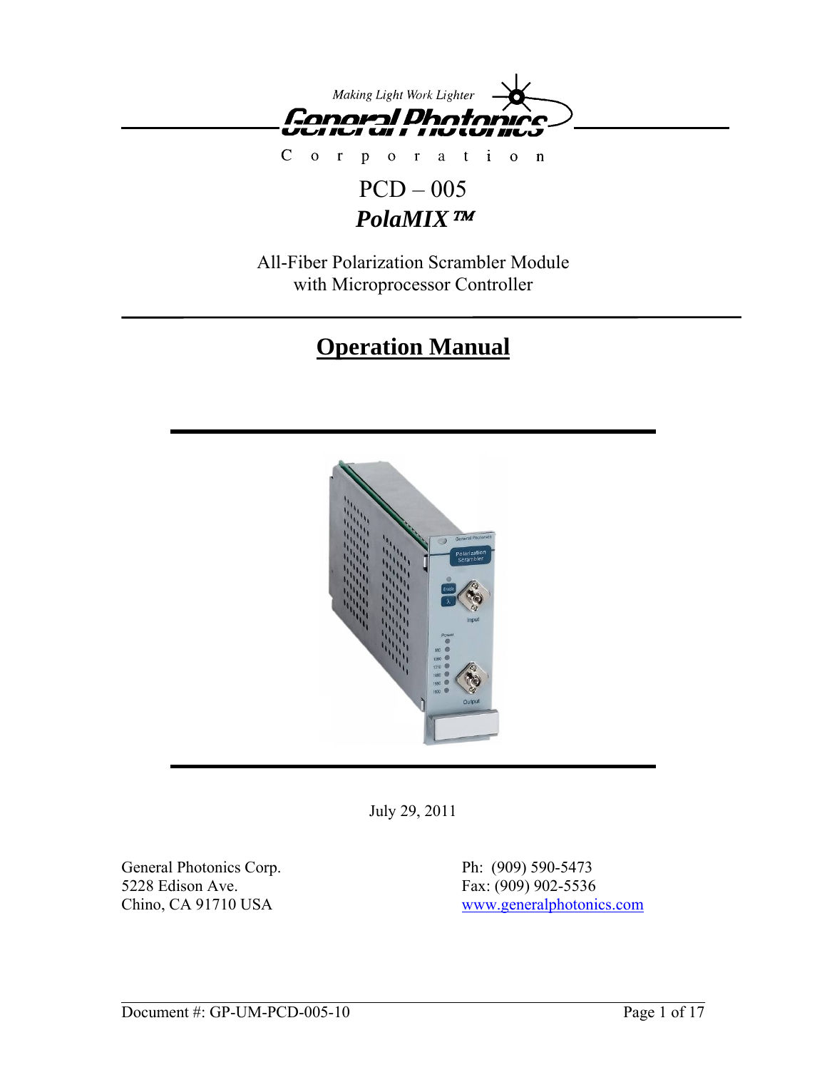Making Light Work Lighter

General Photonics

Corporation

# PCD – 005

## *PolaMIX™*

All-Fiber Polarization Scrambler Module
with Microprocessor Controller

# Operation Manual

July 29, 2011

General Photonics Corp.
5228 Edison Ave.
Chino, CA 91710 USA

Ph: (909) 590-5473
Fax: (909) 902-5536
www.generalphotonics.com

Document #: GP-UM-PCD-005-10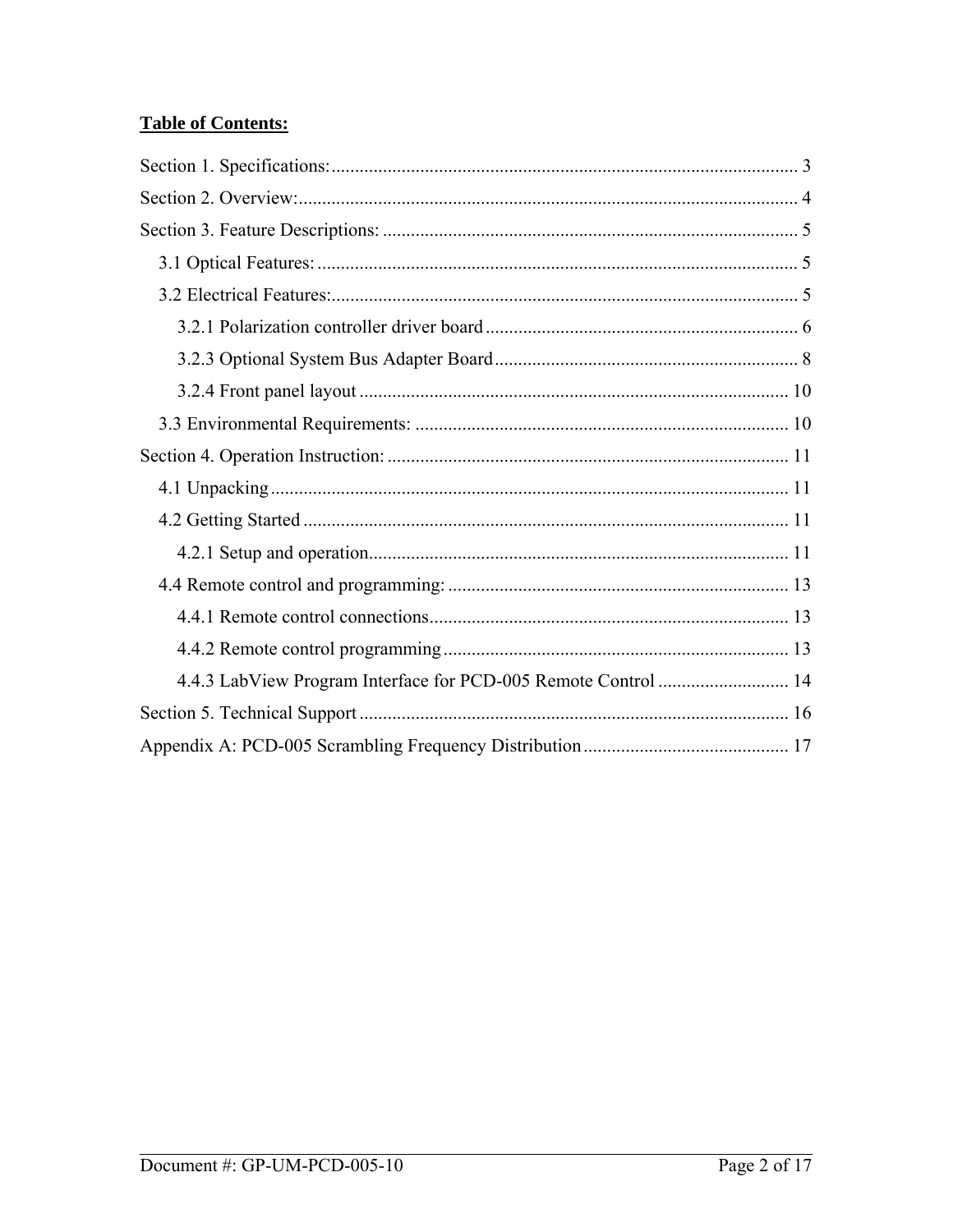**Table of Contents:**

Section 1. Specifications: 3

Section 2. Overview: 4

Section 3. Feature Descriptions: 5

- 3.1 Optical Features: 5
- 3.2 Electrical Features: 5
  - 3.2.1 Polarization controller driver board 6
  - 3.2.3 Optional System Bus Adapter Board 8
  - 3.2.4 Front panel layout 10
- 3.3 Environmental Requirements: 10

Section 4. Operation Instruction: 11

- 4.1 Unpacking 11
- 4.2 Getting Started 11
  - 4.2.1 Setup and operation 11
- 4.4 Remote control and programming: 13
  - 4.4.1 Remote control connections 13
  - 4.4.2 Remote control programming 13
  - 4.4.3 LabView Program Interface for PCD-005 Remote Control 14

Section 5. Technical Support 16

Appendix A: PCD-005 Scrambling Frequency Distribution 17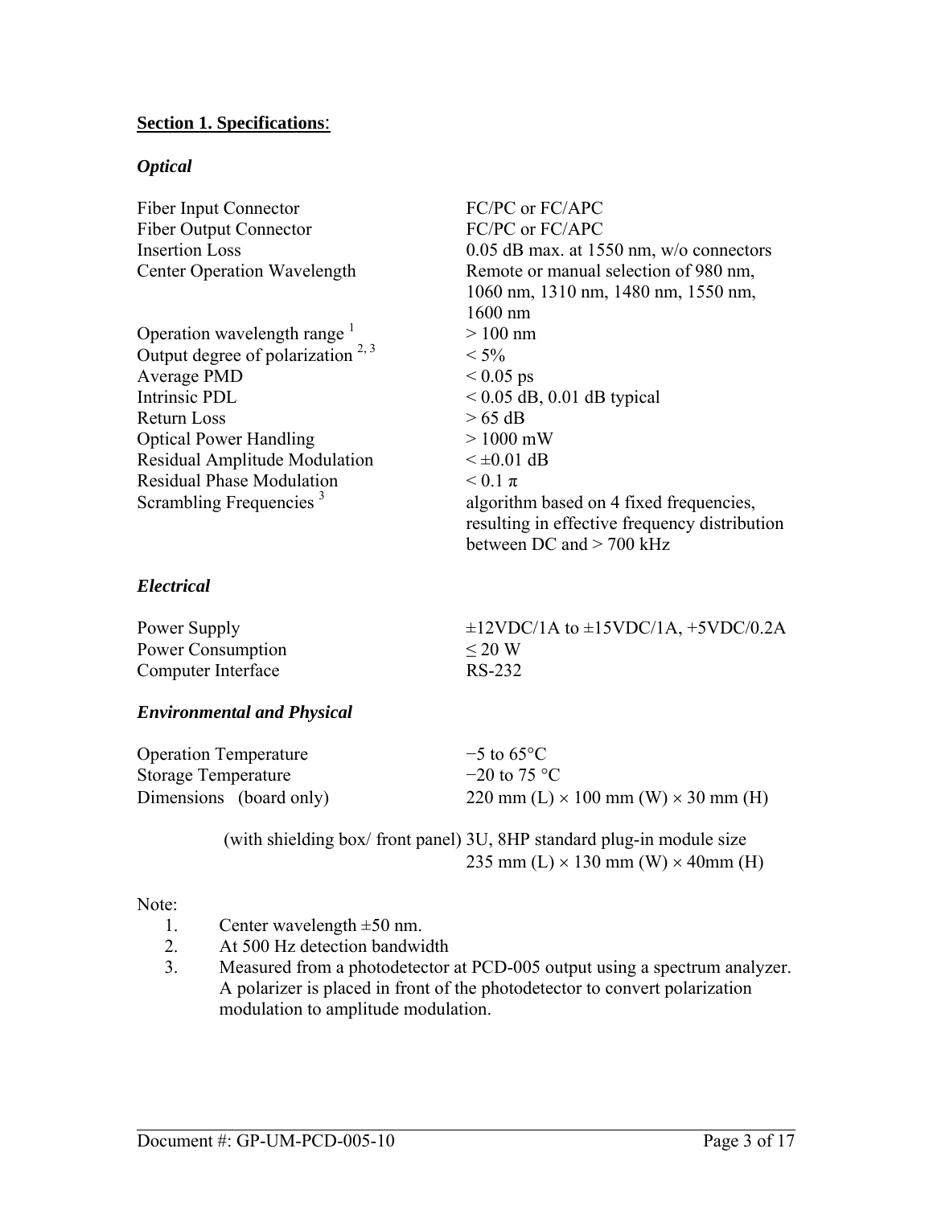## Section 1. Specifications:

### *Optical*

| | |
|---|---|
| Fiber Input Connector | FC/PC or FC/APC |
| Fiber Output Connector | FC/PC or FC/APC |
| Insertion Loss | 0.05 dB max. at 1550 nm, w/o connectors |
| Center Operation Wavelength | Remote or manual selection of 980 nm, 1060 nm, 1310 nm, 1480 nm, 1550 nm, 1600 nm |
| Operation wavelength range [1] | > 100 nm |
| Output degree of polarization [2, 3] | < 5% |
| Average PMD | < 0.05 ps |
| Intrinsic PDL | < 0.05 dB, 0.01 dB typical |
| Return Loss | > 65 dB |
| Optical Power Handling | > 1000 mW |
| Residual Amplitude Modulation | < ±0.01 dB |
| Residual Phase Modulation | < 0.1 $\pi$ |
| Scrambling Frequencies [3] | algorithm based on 4 fixed frequencies, resulting in effective frequency distribution between DC and > 700 kHz |

### *Electrical*

| | |
|---|---|
| Power Supply | ±12VDC/1A to ±15VDC/1A, +5VDC/0.2A |
| Power Consumption | ≤ 20 W |
| Computer Interface | RS-232 |

### *Environmental and Physical*

| | |
|---|---|
| Operation Temperature | −5 to 65°C |
| Storage Temperature | −20 to 75 °C |
| Dimensions (board only) | 220 mm (L) × 100 mm (W) × 30 mm (H) |
| (with shielding box/ front panel) | 3U, 8HP standard plug-in module size<br>235 mm (L) × 130 mm (W) × 40mm (H) |

Note:

1. Center wavelength ±50 nm.
2. At 500 Hz detection bandwidth
3. Measured from a photodetector at PCD-005 output using a spectrum analyzer. A polarizer is placed in front of the photodetector to convert polarization modulation to amplitude modulation.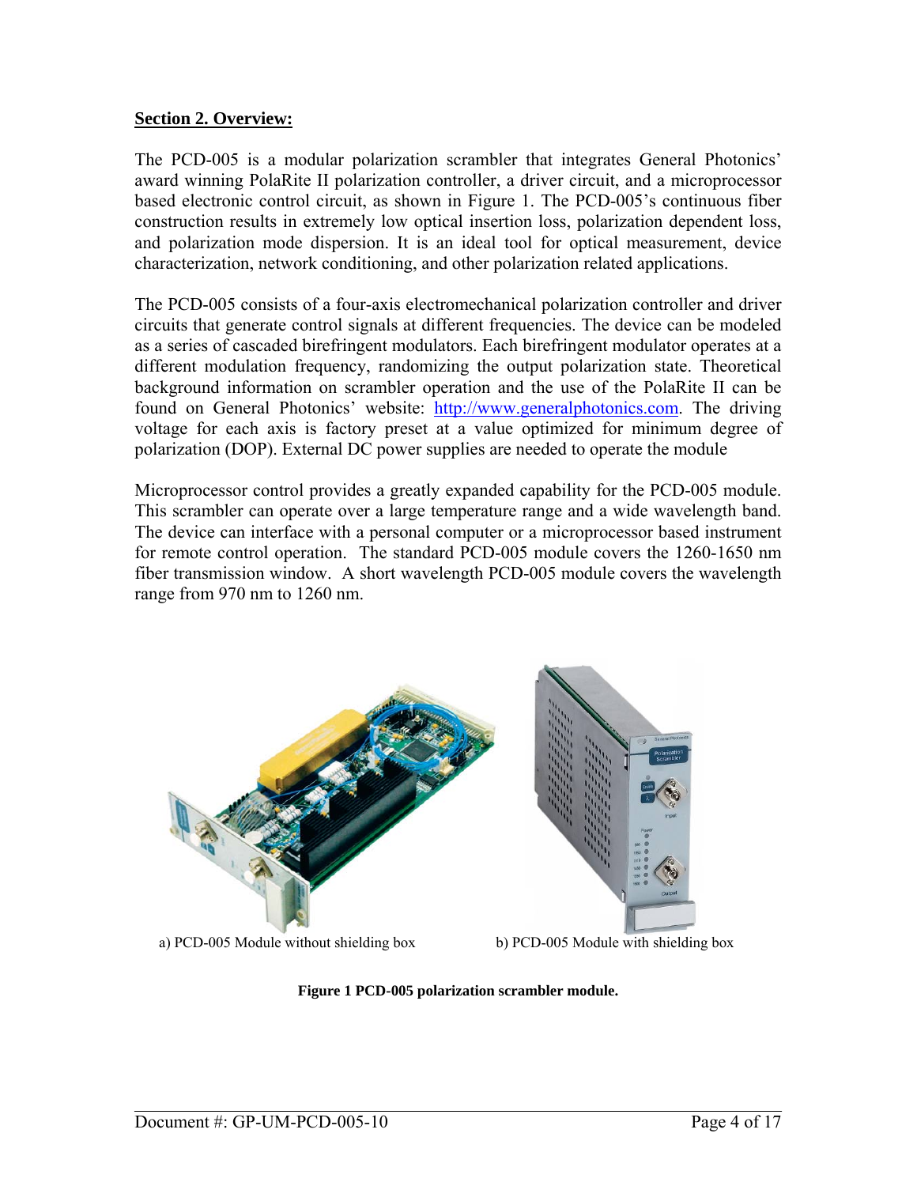## Section 2. Overview:

The PCD-005 is a modular polarization scrambler that integrates General Photonics' award winning PolaRite II polarization controller, a driver circuit, and a microprocessor based electronic control circuit, as shown in Figure 1. The PCD-005's continuous fiber construction results in extremely low optical insertion loss, polarization dependent loss, and polarization mode dispersion. It is an ideal tool for optical measurement, device characterization, network conditioning, and other polarization related applications.

The PCD-005 consists of a four-axis electromechanical polarization controller and driver circuits that generate control signals at different frequencies. The device can be modeled as a series of cascaded birefringent modulators. Each birefringent modulator operates at a different modulation frequency, randomizing the output polarization state. Theoretical background information on scrambler operation and the use of the PolaRite II can be found on General Photonics' website: http://www.generalphotonics.com. The driving voltage for each axis is factory preset at a value optimized for minimum degree of polarization (DOP). External DC power supplies are needed to operate the module

Microprocessor control provides a greatly expanded capability for the PCD-005 module. This scrambler can operate over a large temperature range and a wide wavelength band. The device can interface with a personal computer or a microprocessor based instrument for remote control operation. The standard PCD-005 module covers the 1260-1650 nm fiber transmission window. A short wavelength PCD-005 module covers the wavelength range from 970 nm to 1260 nm.

a) PCD-005 Module without shielding box

b) PCD-005 Module with shielding box

**Figure 1 PCD-005 polarization scrambler module.**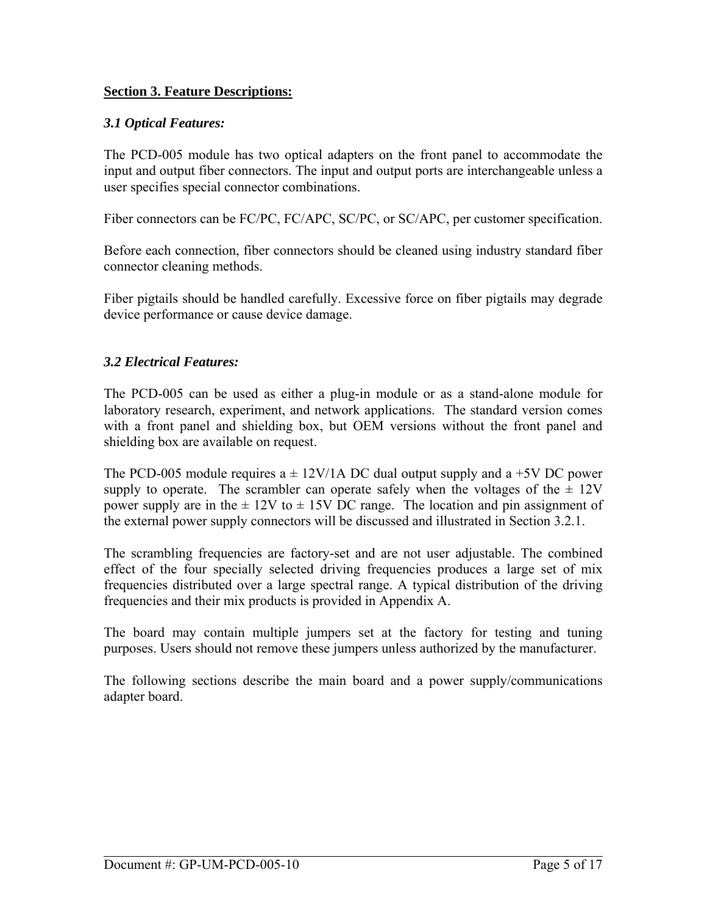## **Section 3. Feature Descriptions:**

### *3.1 Optical Features:*

The PCD-005 module has two optical adapters on the front panel to accommodate the input and output fiber connectors. The input and output ports are interchangeable unless a user specifies special connector combinations.

Fiber connectors can be FC/PC, FC/APC, SC/PC, or SC/APC, per customer specification.

Before each connection, fiber connectors should be cleaned using industry standard fiber connector cleaning methods.

Fiber pigtails should be handled carefully. Excessive force on fiber pigtails may degrade device performance or cause device damage.

### *3.2 Electrical Features:*

The PCD-005 can be used as either a plug-in module or as a stand-alone module for laboratory research, experiment, and network applications. The standard version comes with a front panel and shielding box, but OEM versions without the front panel and shielding box are available on request.

The PCD-005 module requires a ± 12V/1A DC dual output supply and a +5V DC power supply to operate. The scrambler can operate safely when the voltages of the ± 12V power supply are in the ± 12V to ± 15V DC range. The location and pin assignment of the external power supply connectors will be discussed and illustrated in Section 3.2.1.

The scrambling frequencies are factory-set and are not user adjustable. The combined effect of the four specially selected driving frequencies produces a large set of mix frequencies distributed over a large spectral range. A typical distribution of the driving frequencies and their mix products is provided in Appendix A.

The board may contain multiple jumpers set at the factory for testing and tuning purposes. Users should not remove these jumpers unless authorized by the manufacturer.

The following sections describe the main board and a power supply/communications adapter board.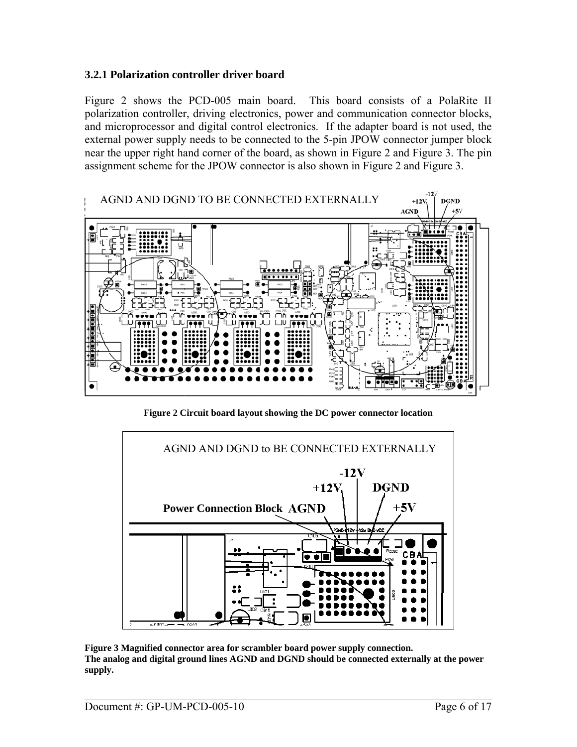### 3.2.1 Polarization controller driver board

Figure 2 shows the PCD-005 main board. This board consists of a PolaRite II polarization controller, driving electronics, power and communication connector blocks, and microprocessor and digital control electronics. If the adapter board is not used, the external power supply needs to be connected to the 5-pin JPOW connector jumper block near the upper right hand corner of the board, as shown in Figure 2 and Figure 3. The pin assignment scheme for the JPOW connector is also shown in Figure 2 and Figure 3.

AGND AND DGND TO BE CONNECTED EXTERNALLY

-12V +12V DGND AGND +5V

**Figure 2 Circuit board layout showing the DC power connector location**

AGND AND DGND to BE CONNECTED EXTERNALLY

-12V +12V DGND AGND +5V

**Power Connection Block**

**Figure 3 Magnified connector area for scrambler board power supply connection.**
**The analog and digital ground lines AGND and DGND should be connected externally at the power supply.**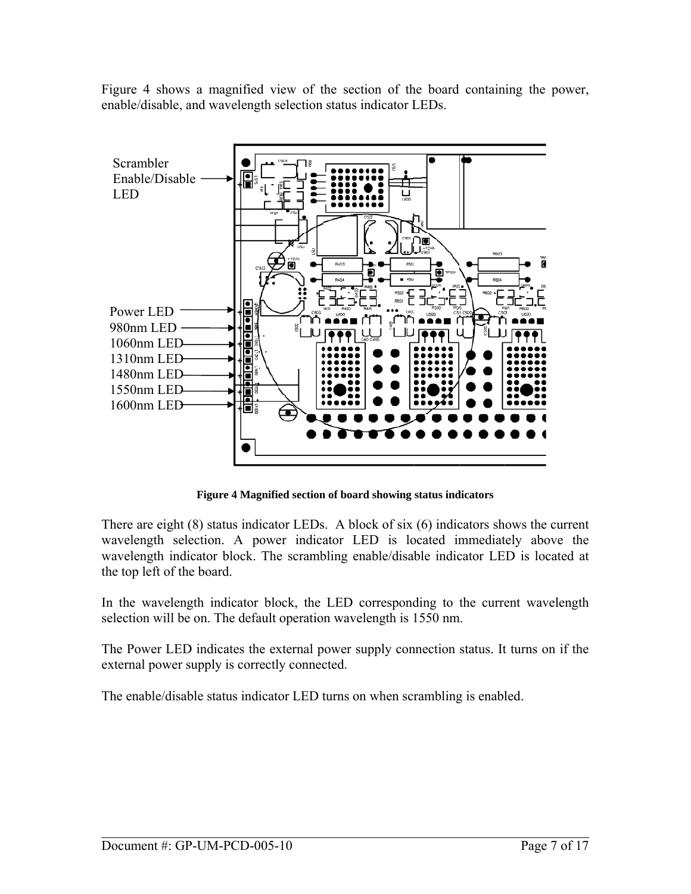Figure 4 shows a magnified view of the section of the board containing the power, enable/disable, and wavelength selection status indicator LEDs.

Scrambler Enable/Disable LED

Power LED
980nm LED
1060nm LED
1310nm LED
1480nm LED
1550nm LED
1600nm LED

**Figure 4 Magnified section of board showing status indicators**

There are eight (8) status indicator LEDs. A block of six (6) indicators shows the current wavelength selection. A power indicator LED is located immediately above the wavelength indicator block. The scrambling enable/disable indicator LED is located at the top left of the board.

In the wavelength indicator block, the LED corresponding to the current wavelength selection will be on. The default operation wavelength is 1550 nm.

The Power LED indicates the external power supply connection status. It turns on if the external power supply is correctly connected.

The enable/disable status indicator LED turns on when scrambling is enabled.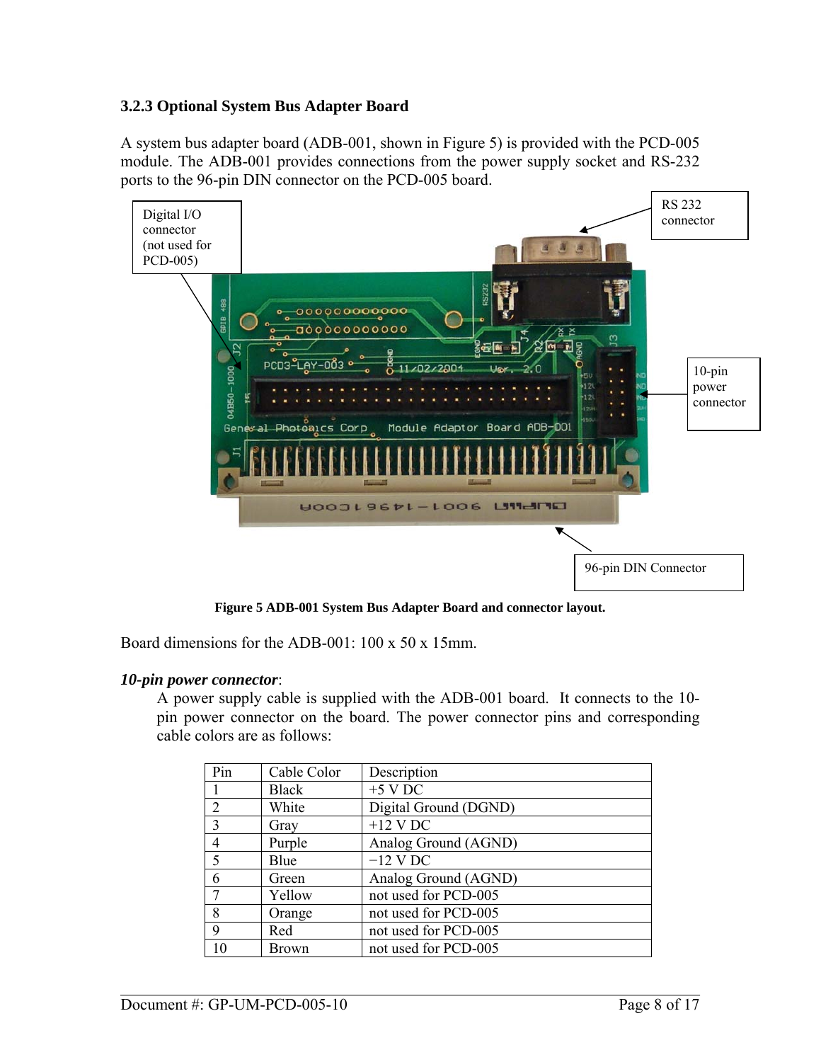### 3.2.3 Optional System Bus Adapter Board

A system bus adapter board (ADB-001, shown in Figure 5) is provided with the PCD-005 module. The ADB-001 provides connections from the power supply socket and RS-232 ports to the 96-pin DIN connector on the PCD-005 board.

**Figure 5 ADB-001 System Bus Adapter Board and connector layout.**

Board dimensions for the ADB-001: 100 x 50 x 15mm.

***10-pin power connector***:

A power supply cable is supplied with the ADB-001 board. It connects to the 10-pin power connector on the board. The power connector pins and corresponding cable colors are as follows:

| Pin | Cable Color | Description |
|---|---|---|
| 1 | Black | +5 V DC |
| 2 | White | Digital Ground (DGND) |
| 3 | Gray | +12 V DC |
| 4 | Purple | Analog Ground (AGND) |
| 5 | Blue | −12 V DC |
| 6 | Green | Analog Ground (AGND) |
| 7 | Yellow | not used for PCD-005 |
| 8 | Orange | not used for PCD-005 |
| 9 | Red | not used for PCD-005 |
| 10 | Brown | not used for PCD-005 |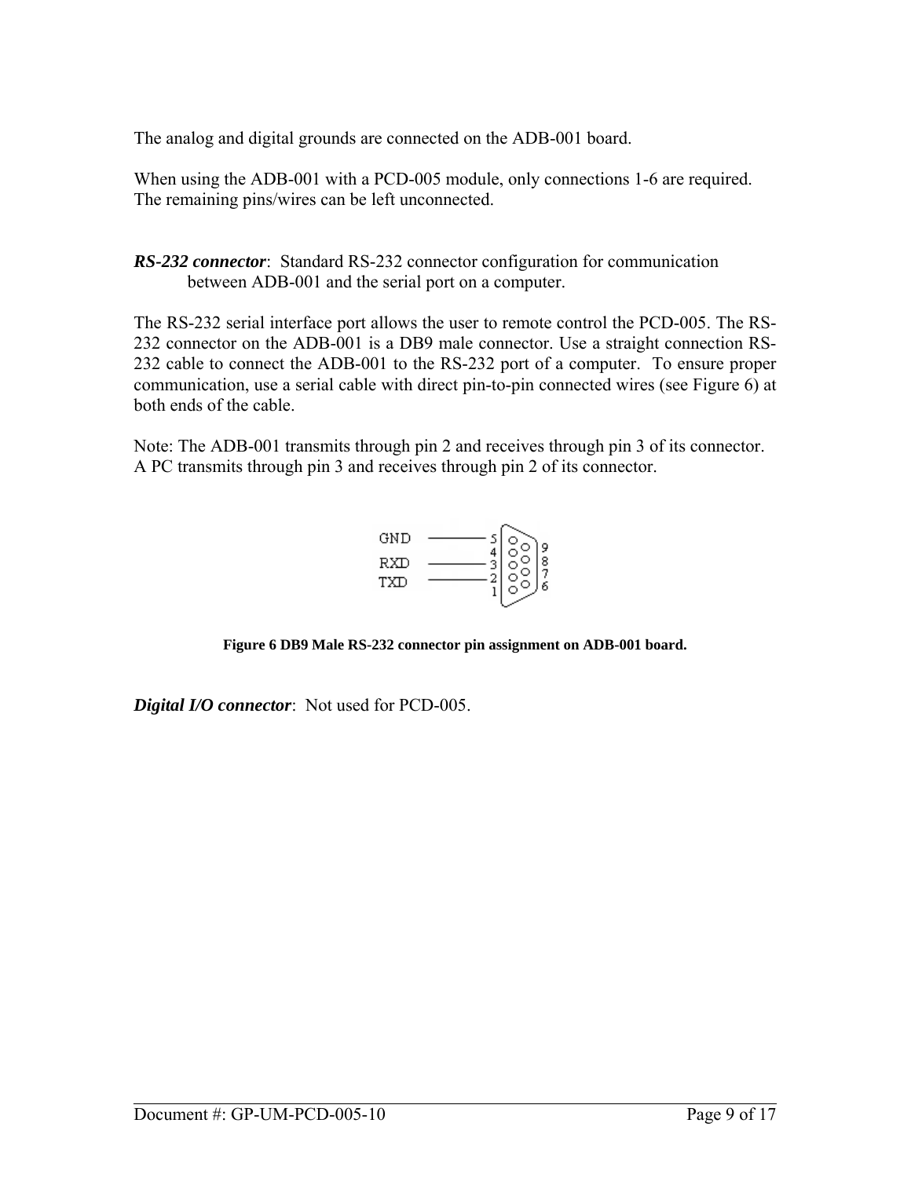The analog and digital grounds are connected on the ADB-001 board.

When using the ADB-001 with a PCD-005 module, only connections 1-6 are required. The remaining pins/wires can be left unconnected.

***RS-232 connector***: Standard RS-232 connector configuration for communication between ADB-001 and the serial port on a computer.

The RS-232 serial interface port allows the user to remote control the PCD-005. The RS-232 connector on the ADB-001 is a DB9 male connector. Use a straight connection RS-232 cable to connect the ADB-001 to the RS-232 port of a computer. To ensure proper communication, use a serial cable with direct pin-to-pin connected wires (see Figure 6) at both ends of the cable.

Note: The ADB-001 transmits through pin 2 and receives through pin 3 of its connector. A PC transmits through pin 3 and receives through pin 2 of its connector.

GND — 5
RXD — 3
TXD — 2

**Figure 6 DB9 Male RS-232 connector pin assignment on ADB-001 board.**

***Digital I/O connector***: Not used for PCD-005.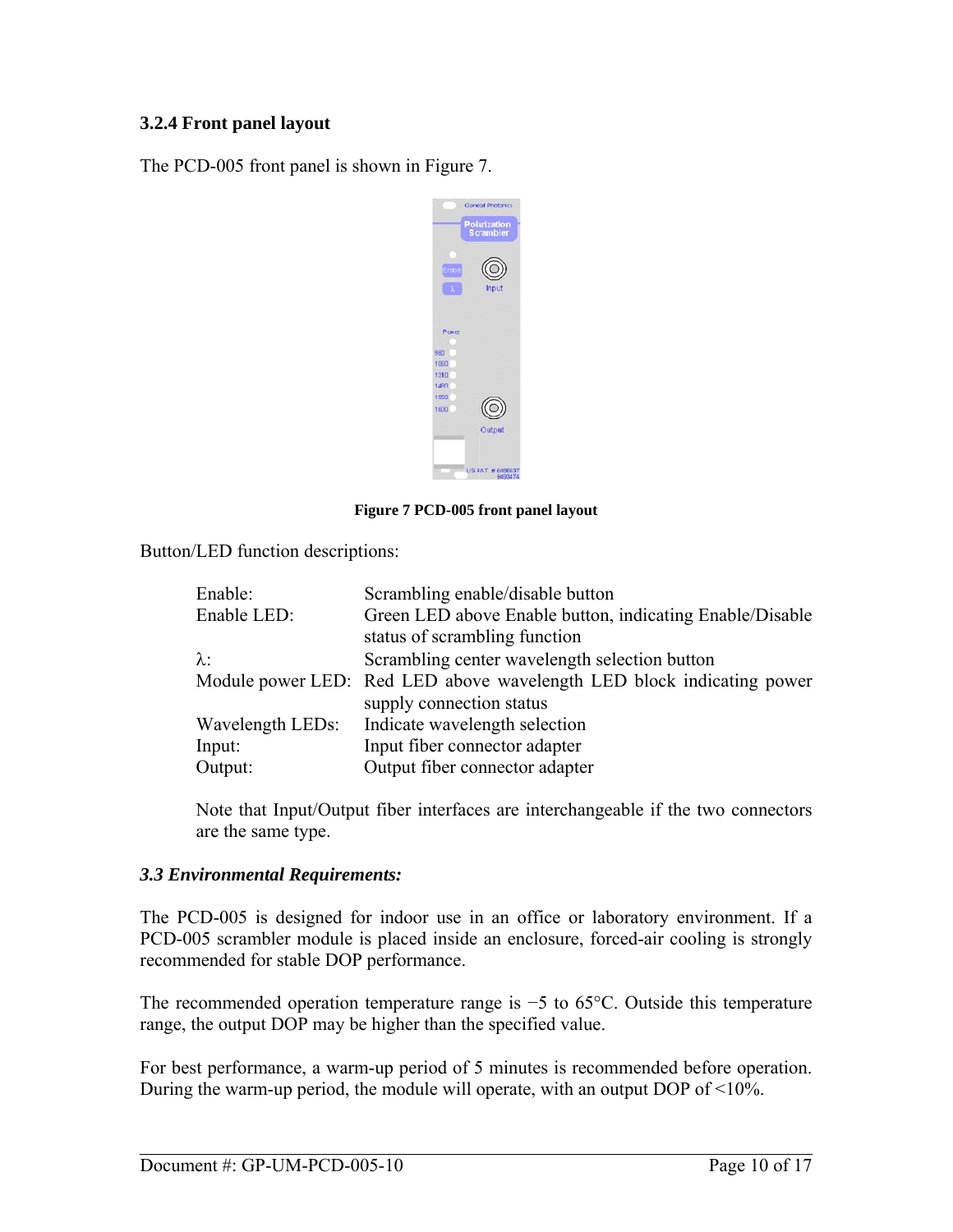### 3.2.4 Front panel layout

The PCD-005 front panel is shown in Figure 7.

**Figure 7 PCD-005 front panel layout**

Button/LED function descriptions:

| | |
|---|---|
| Enable: | Scrambling enable/disable button |
| Enable LED: | Green LED above Enable button, indicating Enable/Disable status of scrambling function |
| λ: | Scrambling center wavelength selection button |
| Module power LED: | Red LED above wavelength LED block indicating power supply connection status |
| Wavelength LEDs: | Indicate wavelength selection |
| Input: | Input fiber connector adapter |
| Output: | Output fiber connector adapter |

Note that Input/Output fiber interfaces are interchangeable if the two connectors are the same type.

### *3.3 Environmental Requirements:*

The PCD-005 is designed for indoor use in an office or laboratory environment. If a PCD-005 scrambler module is placed inside an enclosure, forced-air cooling is strongly recommended for stable DOP performance.

The recommended operation temperature range is −5 to 65°C. Outside this temperature range, the output DOP may be higher than the specified value.

For best performance, a warm-up period of 5 minutes is recommended before operation. During the warm-up period, the module will operate, with an output DOP of <10%.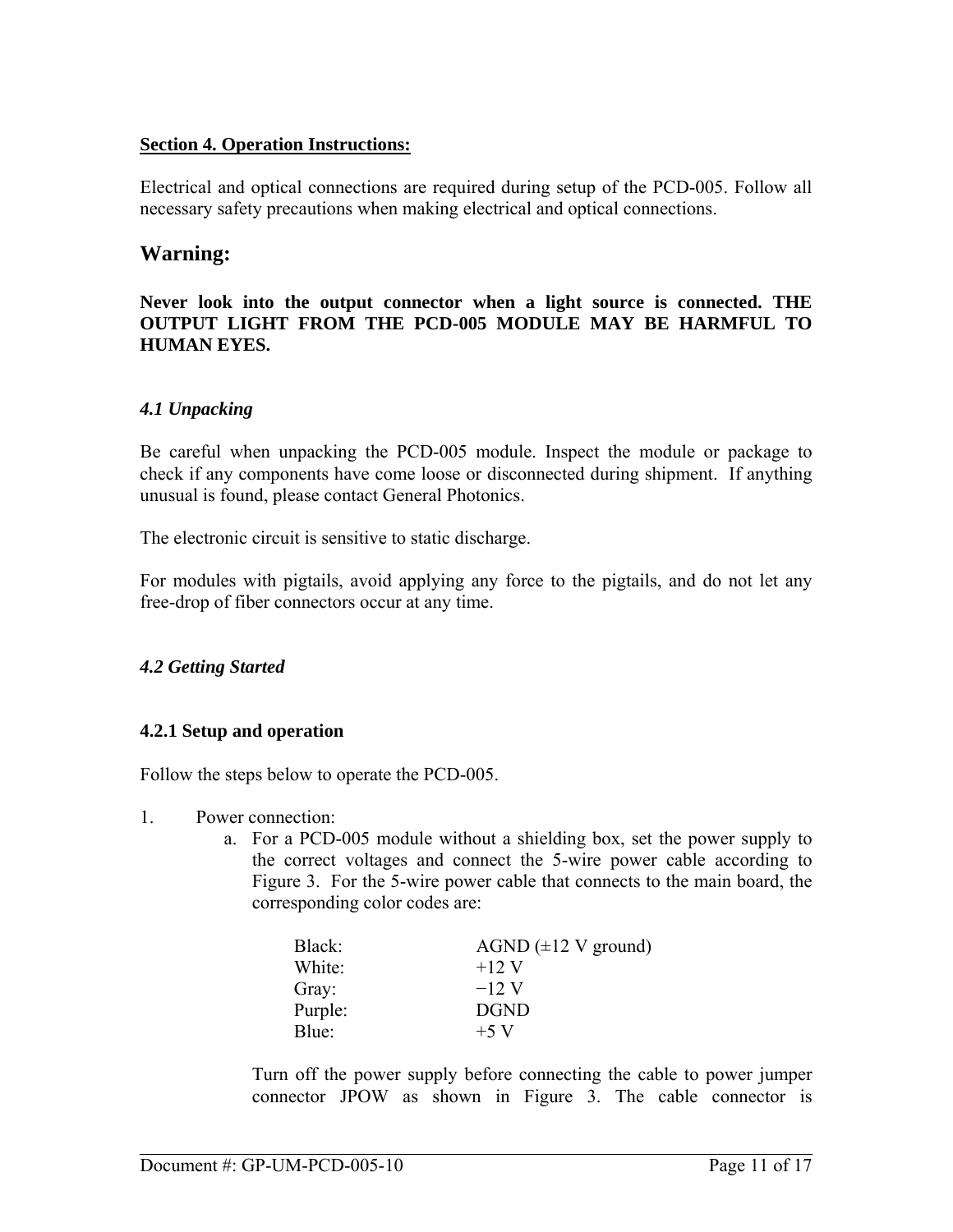**Section 4. Operation Instructions:**

Electrical and optical connections are required during setup of the PCD-005. Follow all necessary safety precautions when making electrical and optical connections.

## Warning:

**Never look into the output connector when a light source is connected. THE OUTPUT LIGHT FROM THE PCD-005 MODULE MAY BE HARMFUL TO HUMAN EYES.**

### *4.1 Unpacking*

Be careful when unpacking the PCD-005 module. Inspect the module or package to check if any components have come loose or disconnected during shipment. If anything unusual is found, please contact General Photonics.

The electronic circuit is sensitive to static discharge.

For modules with pigtails, avoid applying any force to the pigtails, and do not let any free-drop of fiber connectors occur at any time.

### *4.2 Getting Started*

#### 4.2.1 Setup and operation

Follow the steps below to operate the PCD-005.

1. Power connection:
   a. For a PCD-005 module without a shielding box, set the power supply to the correct voltages and connect the 5-wire power cable according to Figure 3. For the 5-wire power cable that connects to the main board, the corresponding color codes are:

      | | |
      |---|---|
      | Black: | AGND (±12 V ground) |
      | White: | +12 V |
      | Gray: | −12 V |
      | Purple: | DGND |
      | Blue: | +5 V |

      Turn off the power supply before connecting the cable to power jumper connector JPOW as shown in Figure 3. The cable connector is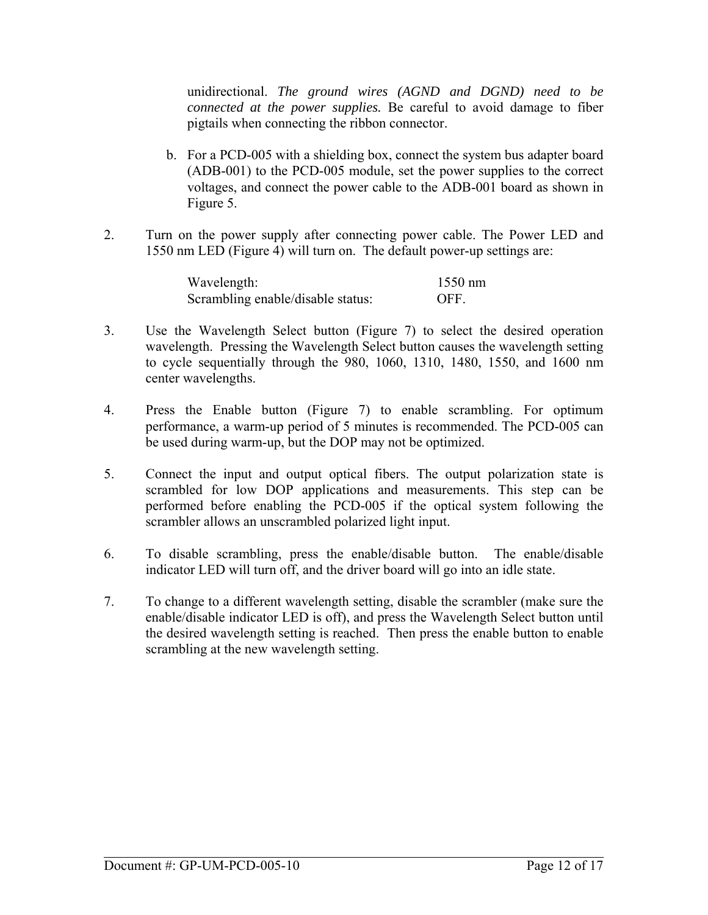unidirectional. *The ground wires (AGND and DGND) need to be connected at the power supplies.* Be careful to avoid damage to fiber pigtails when connecting the ribbon connector.

   b. For a PCD-005 with a shielding box, connect the system bus adapter board (ADB-001) to the PCD-005 module, set the power supplies to the correct voltages, and connect the power cable to the ADB-001 board as shown in Figure 5.

2. Turn on the power supply after connecting power cable. The Power LED and 1550 nm LED (Figure 4) will turn on. The default power-up settings are:

| | |
|---|---|
| Wavelength: | 1550 nm |
| Scrambling enable/disable status: | OFF. |

3. Use the Wavelength Select button (Figure 7) to select the desired operation wavelength. Pressing the Wavelength Select button causes the wavelength setting to cycle sequentially through the 980, 1060, 1310, 1480, 1550, and 1600 nm center wavelengths.

4. Press the Enable button (Figure 7) to enable scrambling. For optimum performance, a warm-up period of 5 minutes is recommended. The PCD-005 can be used during warm-up, but the DOP may not be optimized.

5. Connect the input and output optical fibers. The output polarization state is scrambled for low DOP applications and measurements. This step can be performed before enabling the PCD-005 if the optical system following the scrambler allows an unscrambled polarized light input.

6. To disable scrambling, press the enable/disable button. The enable/disable indicator LED will turn off, and the driver board will go into an idle state.

7. To change to a different wavelength setting, disable the scrambler (make sure the enable/disable indicator LED is off), and press the Wavelength Select button until the desired wavelength setting is reached. Then press the enable button to enable scrambling at the new wavelength setting.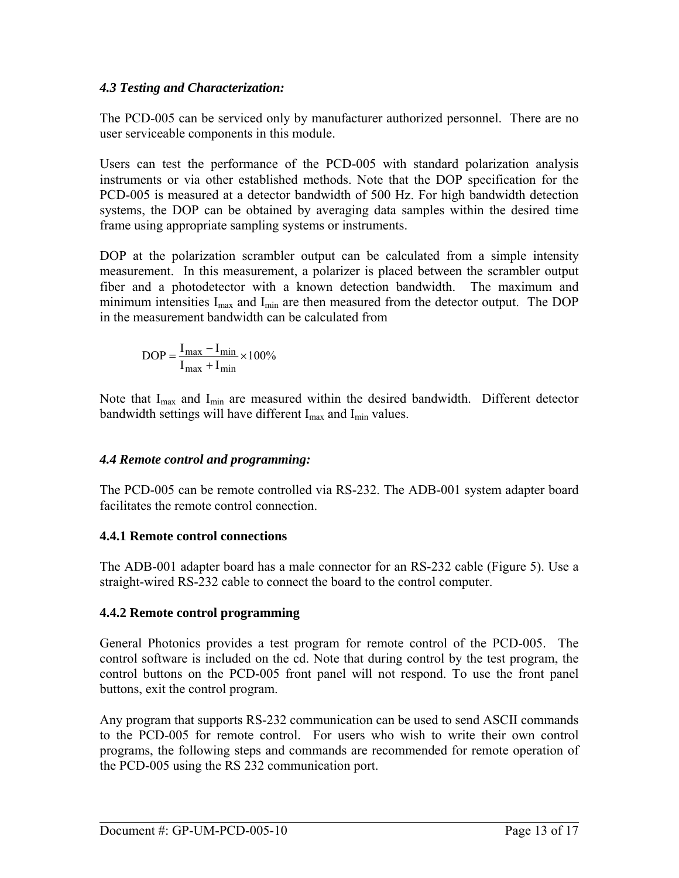### *4.3 Testing and Characterization:*

The PCD-005 can be serviced only by manufacturer authorized personnel. There are no user serviceable components in this module.

Users can test the performance of the PCD-005 with standard polarization analysis instruments or via other established methods. Note that the DOP specification for the PCD-005 is measured at a detector bandwidth of 500 Hz. For high bandwidth detection systems, the DOP can be obtained by averaging data samples within the desired time frame using appropriate sampling systems or instruments.

DOP at the polarization scrambler output can be calculated from a simple intensity measurement. In this measurement, a polarizer is placed between the scrambler output fiber and a photodetector with a known detection bandwidth. The maximum and minimum intensities $I_{max}$ and $I_{min}$ are then measured from the detector output. The DOP in the measurement bandwidth can be calculated from

$$\mathrm{DOP} = \frac{I_{max} - I_{min}}{I_{max} + I_{min}} \times 100\%$$

Note that $I_{max}$ and $I_{min}$ are measured within the desired bandwidth. Different detector bandwidth settings will have different $I_{max}$ and $I_{min}$ values.

### *4.4 Remote control and programming:*

The PCD-005 can be remote controlled via RS-232. The ADB-001 system adapter board facilitates the remote control connection.

#### **4.4.1 Remote control connections**

The ADB-001 adapter board has a male connector for an RS-232 cable (Figure 5). Use a straight-wired RS-232 cable to connect the board to the control computer.

#### **4.4.2 Remote control programming**

General Photonics provides a test program for remote control of the PCD-005. The control software is included on the cd. Note that during control by the test program, the control buttons on the PCD-005 front panel will not respond. To use the front panel buttons, exit the control program.

Any program that supports RS-232 communication can be used to send ASCII commands to the PCD-005 for remote control. For users who wish to write their own control programs, the following steps and commands are recommended for remote operation of the PCD-005 using the RS 232 communication port.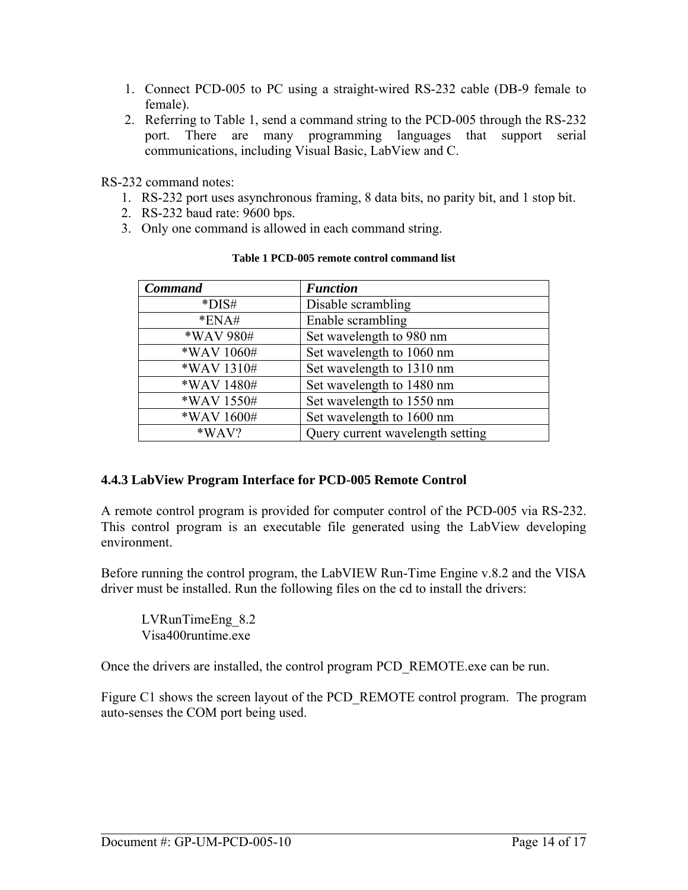1. Connect PCD-005 to PC using a straight-wired RS-232 cable (DB-9 female to female).
2. Referring to Table 1, send a command string to the PCD-005 through the RS-232 port. There are many programming languages that support serial communications, including Visual Basic, LabView and C.

RS-232 command notes:

1. RS-232 port uses asynchronous framing, 8 data bits, no parity bit, and 1 stop bit.
2. RS-232 baud rate: 9600 bps.
3. Only one command is allowed in each command string.

**Table 1 PCD-005 remote control command list**

| ***Command*** | ***Function*** |
|---|---|
| *DIS# | Disable scrambling |
| *ENA# | Enable scrambling |
| *WAV 980# | Set wavelength to 980 nm |
| *WAV 1060# | Set wavelength to 1060 nm |
| *WAV 1310# | Set wavelength to 1310 nm |
| *WAV 1480# | Set wavelength to 1480 nm |
| *WAV 1550# | Set wavelength to 1550 nm |
| *WAV 1600# | Set wavelength to 1600 nm |
| *WAV? | Query current wavelength setting |

### 4.4.3 LabView Program Interface for PCD-005 Remote Control

A remote control program is provided for computer control of the PCD-005 via RS-232. This control program is an executable file generated using the LabView developing environment.

Before running the control program, the LabVIEW Run-Time Engine v.8.2 and the VISA driver must be installed. Run the following files on the cd to install the drivers:

LVRunTimeEng_8.2
Visa400runtime.exe

Once the drivers are installed, the control program PCD_REMOTE.exe can be run.

Figure C1 shows the screen layout of the PCD_REMOTE control program. The program auto-senses the COM port being used.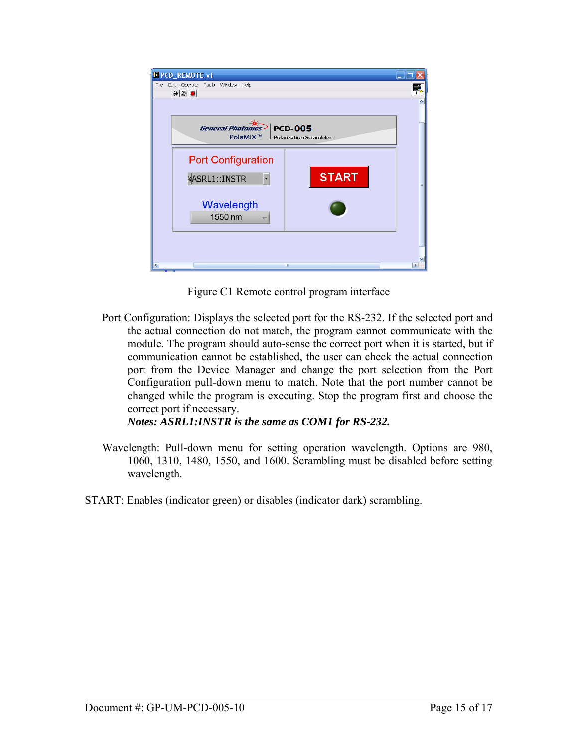Figure C1 Remote control program interface

Port Configuration: Displays the selected port for the RS-232. If the selected port and the actual connection do not match, the program cannot communicate with the module. The program should auto-sense the correct port when it is started, but if communication cannot be established, the user can check the actual connection port from the Device Manager and change the port selection from the Port Configuration pull-down menu to match. Note that the port number cannot be changed while the program is executing. Stop the program first and choose the correct port if necessary.
***Notes: ASRL1:INSTR is the same as COM1 for RS-232.***

Wavelength: Pull-down menu for setting operation wavelength. Options are 980, 1060, 1310, 1480, 1550, and 1600. Scrambling must be disabled before setting wavelength.

START: Enables (indicator green) or disables (indicator dark) scrambling.

Document #: GP-UM-PCD-005-10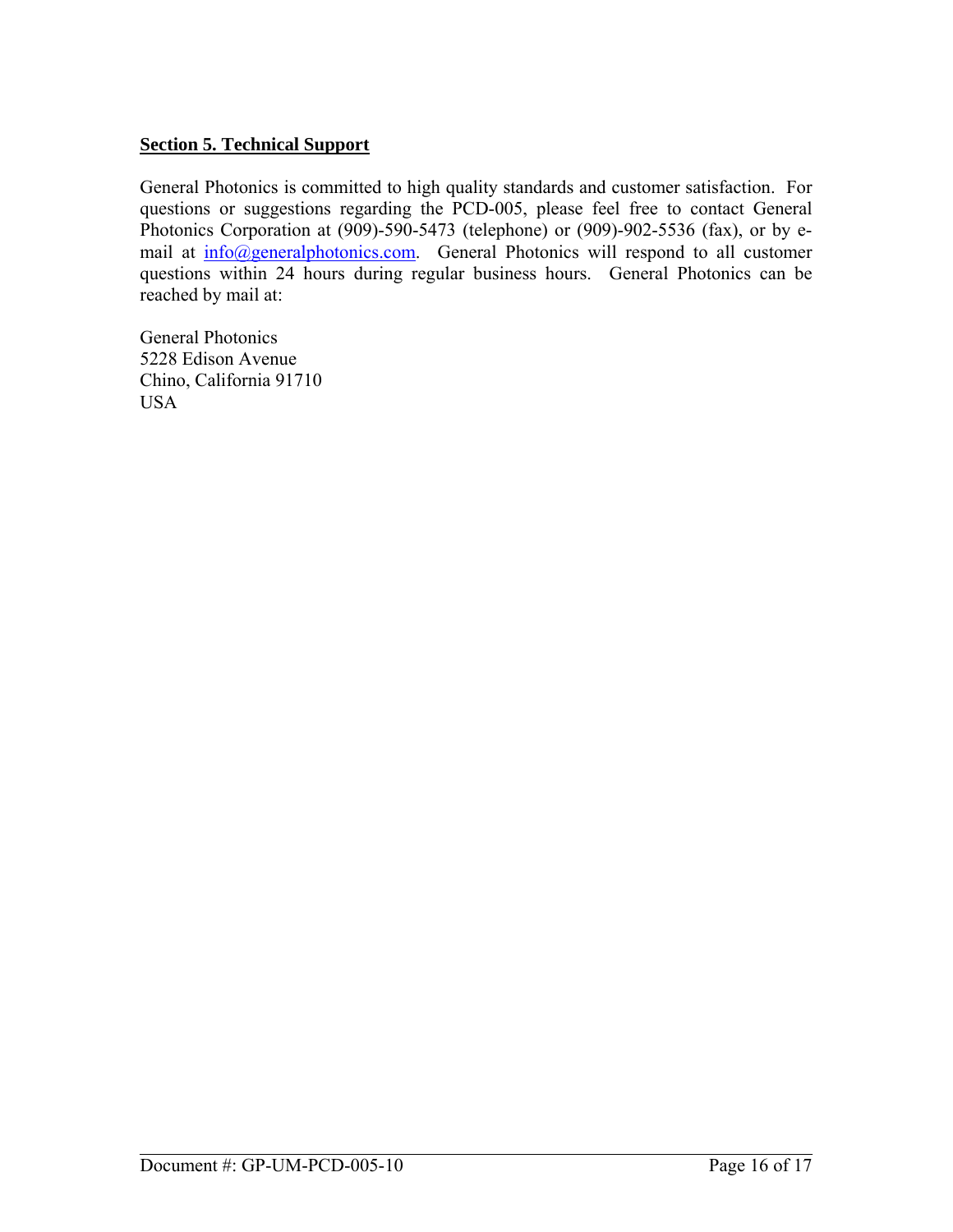## Section 5. Technical Support

General Photonics is committed to high quality standards and customer satisfaction. For questions or suggestions regarding the PCD-005, please feel free to contact General Photonics Corporation at (909)-590-5473 (telephone) or (909)-902-5536 (fax), or by e-mail at info@generalphotonics.com. General Photonics will respond to all customer questions within 24 hours during regular business hours. General Photonics can be reached by mail at:

General Photonics
5228 Edison Avenue
Chino, California 91710
USA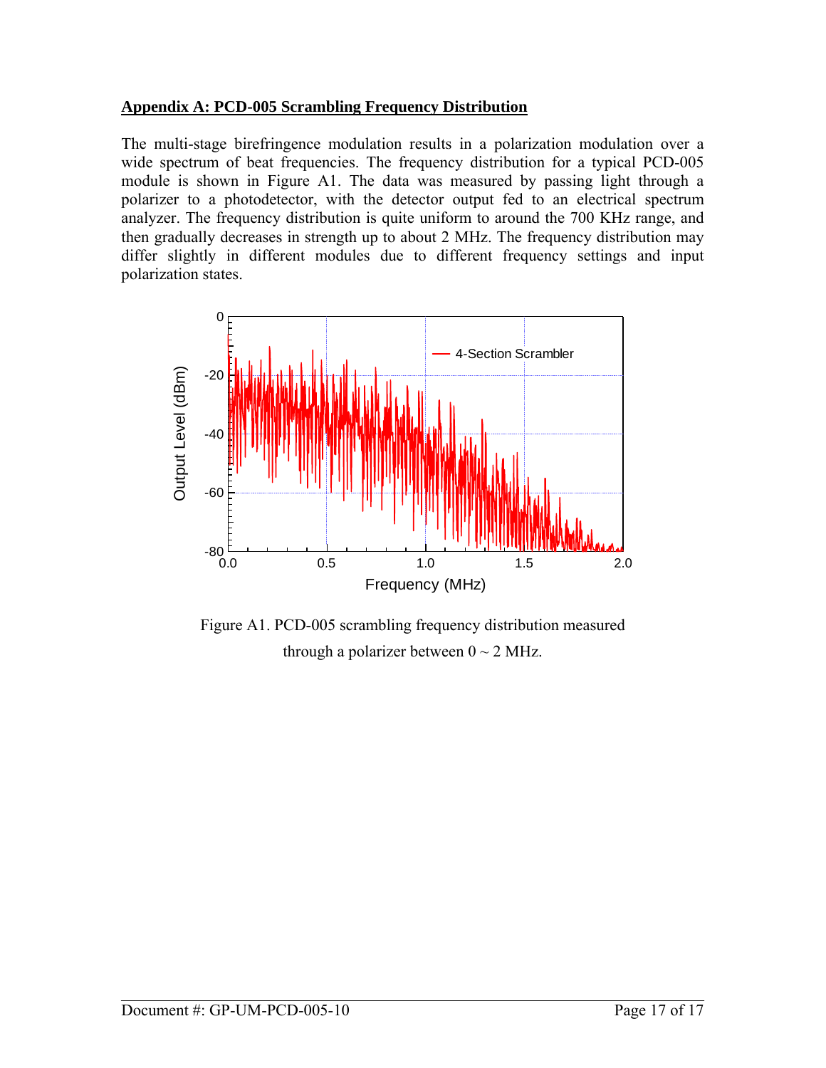## Appendix A: PCD-005 Scrambling Frequency Distribution

The multi-stage birefringence modulation results in a polarization modulation over a wide spectrum of beat frequencies. The frequency distribution for a typical PCD-005 module is shown in Figure A1. The data was measured by passing light through a polarizer to a photodetector, with the detector output fed to an electrical spectrum analyzer. The frequency distribution is quite uniform to around the 700 KHz range, and then gradually decreases in strength up to about 2 MHz. The frequency distribution may differ slightly in different modules due to different frequency settings and input polarization states.

Output Level (dBm)

0
-20
-40
-60
-80

0.0
0.5
1.0
1.5
2.0

Frequency (MHz)

4-Section Scrambler

Figure A1. PCD-005 scrambling frequency distribution measured through a polarizer between 0 ~ 2 MHz.

Document #: GP-UM-PCD-005-10